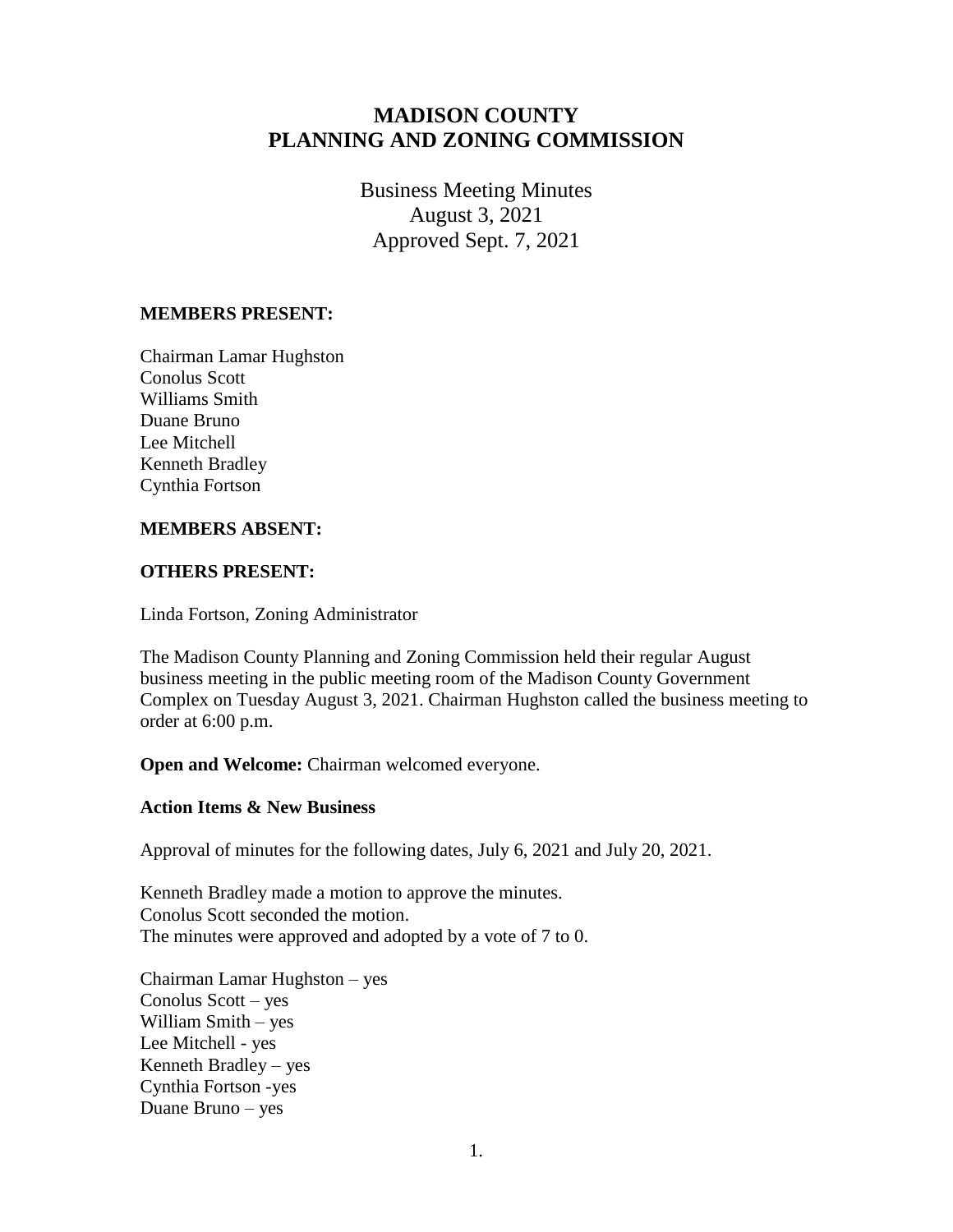# MADISON COUNTY PLANNING AND ZONING COMMISSION

Business Meeting Minutes
August 3, 2021
Approved Sept. 7, 2021

**MEMBERS PRESENT:**

Chairman Lamar Hughston
Conolus Scott
Williams Smith
Duane Bruno
Lee Mitchell
Kenneth Bradley
Cynthia Fortson

**MEMBERS ABSENT:**

**OTHERS PRESENT:**

Linda Fortson, Zoning Administrator

The Madison County Planning and Zoning Commission held their regular August business meeting in the public meeting room of the Madison County Government Complex on Tuesday August 3, 2021. Chairman Hughston called the business meeting to order at 6:00 p.m.

**Open and Welcome:** Chairman welcomed everyone.

**Action Items & New Business**

Approval of minutes for the following dates, July 6, 2021 and July 20, 2021.

Kenneth Bradley made a motion to approve the minutes.
Conolus Scott seconded the motion.
The minutes were approved and adopted by a vote of 7 to 0.

Chairman Lamar Hughston – yes
Conolus Scott – yes
William Smith – yes
Lee Mitchell - yes
Kenneth Bradley – yes
Cynthia Fortson -yes
Duane Bruno – yes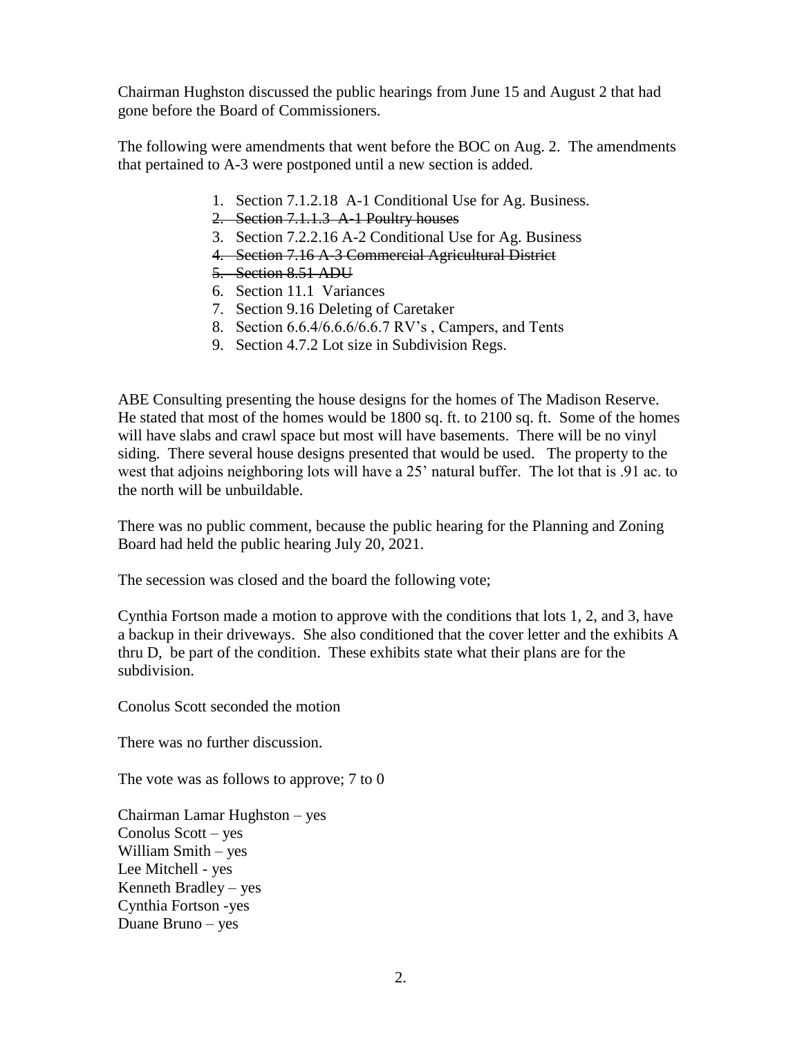Chairman Hughston discussed the public hearings from June 15 and August 2 that had gone before the Board of Commissioners.

The following were amendments that went before the BOC on Aug. 2. The amendments that pertained to A-3 were postponed until a new section is added.

1. Section 7.1.2.18 A-1 Conditional Use for Ag. Business.
2. ~~Section 7.1.1.3 A-1 Poultry houses~~
3. Section 7.2.2.16 A-2 Conditional Use for Ag. Business
4. ~~Section 7.16 A-3 Commercial Agricultural District~~
5. ~~Section 8.51 ADU~~
6. Section 11.1 Variances
7. Section 9.16 Deleting of Caretaker
8. Section 6.6.4/6.6.6/6.6.7 RV's , Campers, and Tents
9. Section 4.7.2 Lot size in Subdivision Regs.

ABE Consulting presenting the house designs for the homes of The Madison Reserve. He stated that most of the homes would be 1800 sq. ft. to 2100 sq. ft. Some of the homes will have slabs and crawl space but most will have basements. There will be no vinyl siding. There several house designs presented that would be used. The property to the west that adjoins neighboring lots will have a 25' natural buffer. The lot that is .91 ac. to the north will be unbuildable.

There was no public comment, because the public hearing for the Planning and Zoning Board had held the public hearing July 20, 2021.

The secession was closed and the board the following vote;

Cynthia Fortson made a motion to approve with the conditions that lots 1, 2, and 3, have a backup in their driveways. She also conditioned that the cover letter and the exhibits A thru D, be part of the condition. These exhibits state what their plans are for the subdivision.

Conolus Scott seconded the motion

There was no further discussion.

The vote was as follows to approve; 7 to 0

Chairman Lamar Hughston – yes
Conolus Scott – yes
William Smith – yes
Lee Mitchell - yes
Kenneth Bradley – yes
Cynthia Fortson -yes
Duane Bruno – yes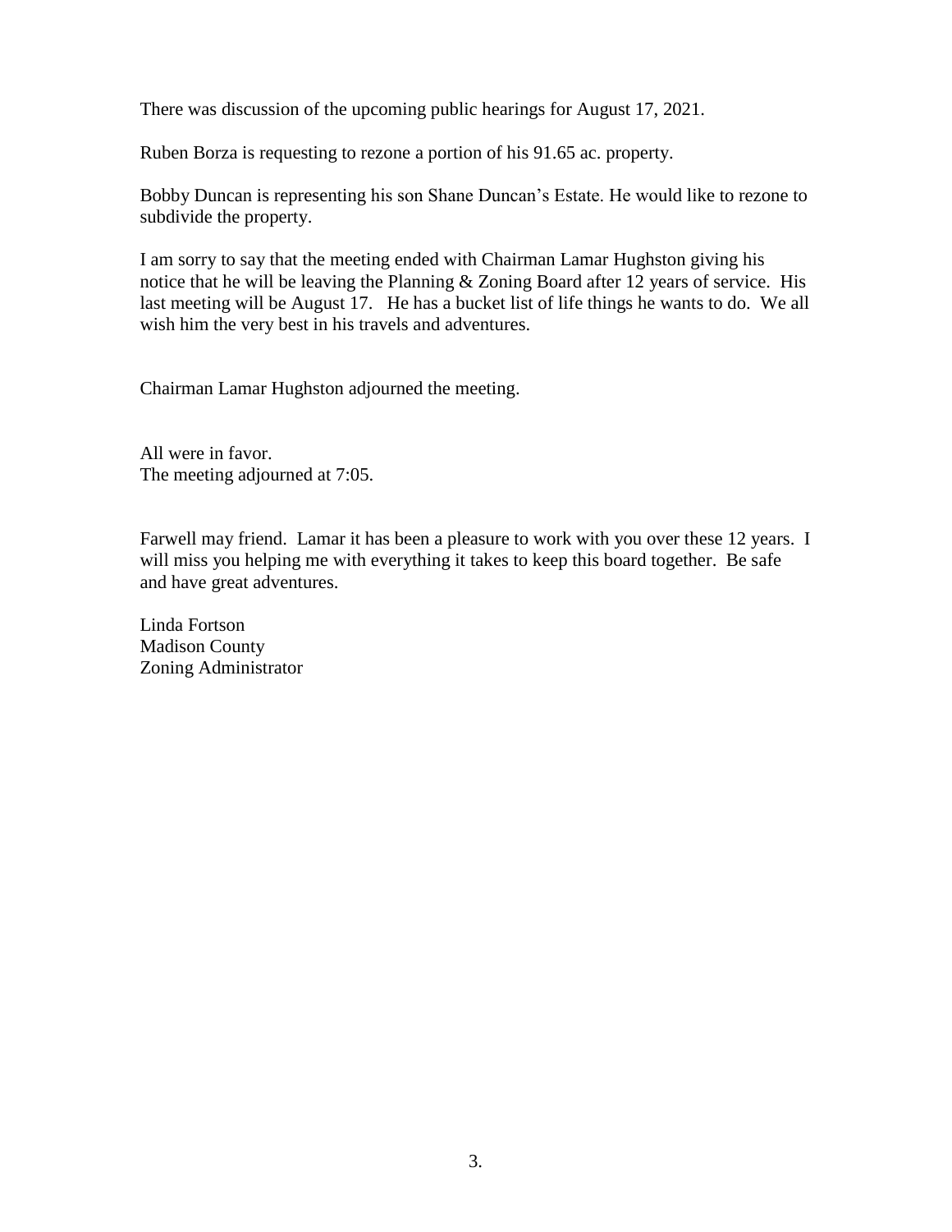There was discussion of the upcoming public hearings for August 17, 2021.

Ruben Borza is requesting to rezone a portion of his 91.65 ac. property.

Bobby Duncan is representing his son Shane Duncan's Estate. He would like to rezone to subdivide the property.

I am sorry to say that the meeting ended with Chairman Lamar Hughston giving his notice that he will be leaving the Planning & Zoning Board after 12 years of service. His last meeting will be August 17. He has a bucket list of life things he wants to do. We all wish him the very best in his travels and adventures.

Chairman Lamar Hughston adjourned the meeting.

All were in favor.
The meeting adjourned at 7:05.

Farwell may friend. Lamar it has been a pleasure to work with you over these 12 years. I will miss you helping me with everything it takes to keep this board together. Be safe and have great adventures.

Linda Fortson
Madison County
Zoning Administrator